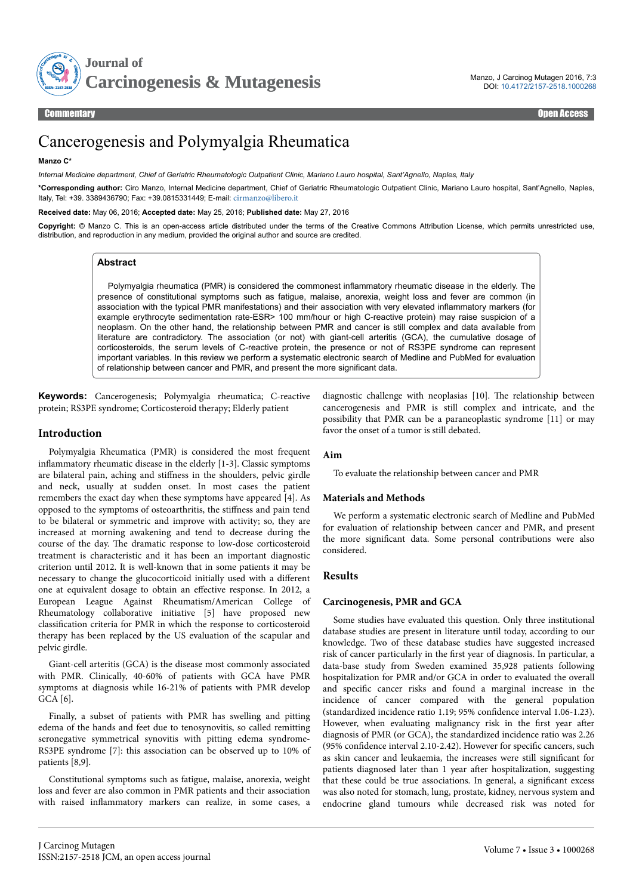Commentary Open Access

# Cancerogenesis and Polymyalgia Rheumatica

**Manzo C***

*Internal Medicine department, Chief of Geriatric Rheumatologic Outpatient Clinic, Mariano Lauro hospital, Sant'Agnello, Naples, Italy*

***Corresponding author:** Ciro Manzo, Internal Medicine department, Chief of Geriatric Rheumatologic Outpatient Clinic, Mariano Lauro hospital, Sant'Agnello, Naples, Italy, Tel: +39. 3389436790; Fax: +39.0815331449; E-mail: cirmanzo@libero.it

**Received date:** May 06, 2016; **Accepted date:** May 25, 2016; **Published date:** May 27, 2016

**Copyright:** © Manzo C. This is an open-access article distributed under the terms of the Creative Commons Attribution License, which permits unrestricted use, distribution, and reproduction in any medium, provided the original author and source are credited.

## Abstract

Polymyalgia rheumatica (PMR) is considered the commonest inflammatory rheumatic disease in the elderly. The presence of constitutional symptoms such as fatigue, malaise, anorexia, weight loss and fever are common (in association with the typical PMR manifestations) and their association with very elevated inflammatory markers (for example erythrocyte sedimentation rate-ESR> 100 mm/hour or high C-reactive protein) may raise suspicion of a neoplasm. On the other hand, the relationship between PMR and cancer is still complex and data available from literature are contradictory. The association (or not) with giant-cell arteritis (GCA), the cumulative dosage of corticosteroids, the serum levels of C-reactive protein, the presence or not of RS3PE syndrome can represent important variables. In this review we perform a systematic electronic search of Medline and PubMed for evaluation of relationship between cancer and PMR, and present the more significant data.

**Keywords:** Cancerogenesis; Polymyalgia rheumatica; C-reactive protein; RS3PE syndrome; Corticosteroid therapy; Elderly patient

## Introduction

Polymyalgia Rheumatica (PMR) is considered the most frequent inflammatory rheumatic disease in the elderly [1-3]. Classic symptoms are bilateral pain, aching and stiffness in the shoulders, pelvic girdle and neck, usually at sudden onset. In most cases the patient remembers the exact day when these symptoms have appeared [4]. As opposed to the symptoms of osteoarthritis, the stiffness and pain tend to be bilateral or symmetric and improve with activity; so, they are increased at morning awakening and tend to decrease during the course of the day. The dramatic response to low-dose corticosteroid treatment is characteristic and it has been an important diagnostic criterion until 2012. It is well-known that in some patients it may be necessary to change the glucocorticoid initially used with a different one at equivalent dosage to obtain an effective response. In 2012, a European League Against Rheumatism/American College of Rheumatology collaborative initiative [5] have proposed new classification criteria for PMR in which the response to corticosteroid therapy has been replaced by the US evaluation of the scapular and pelvic girdle.

Giant-cell arteritis (GCA) is the disease most commonly associated with PMR. Clinically, 40-60% of patients with GCA have PMR symptoms at diagnosis while 16-21% of patients with PMR develop GCA [6].

Finally, a subset of patients with PMR has swelling and pitting edema of the hands and feet due to tenosynovitis, so called remitting seronegative symmetrical synovitis with pitting edema syndrome-RS3PE syndrome [7]: this association can be observed up to 10% of patients [8,9].

Constitutional symptoms such as fatigue, malaise, anorexia, weight loss and fever are also common in PMR patients and their association with raised inflammatory markers can realize, in some cases, a diagnostic challenge with neoplasias [10]. The relationship between cancerogenesis and PMR is still complex and intricate, and the possibility that PMR can be a paraneoplastic syndrome [11] or may favor the onset of a tumor is still debated.

### Aim

To evaluate the relationship between cancer and PMR

### Materials and Methods

We perform a systematic electronic search of Medline and PubMed for evaluation of relationship between cancer and PMR, and present the more significant data. Some personal contributions were also considered.

## Results

### Carcinogenesis, PMR and GCA

Some studies have evaluated this question. Only three institutional database studies are present in literature until today, according to our knowledge. Two of these database studies have suggested increased risk of cancer particularly in the first year of diagnosis. In particular, a data-base study from Sweden examined 35,928 patients following hospitalization for PMR and/or GCA in order to evaluated the overall and specific cancer risks and found a marginal increase in the incidence of cancer compared with the general population (standardized incidence ratio 1.19; 95% confidence interval 1.06-1.23). However, when evaluating malignancy risk in the first year after diagnosis of PMR (or GCA), the standardized incidence ratio was 2.26 (95% confidence interval 2.10-2.42). However for specific cancers, such as skin cancer and leukaemia, the increases were still significant for patients diagnosed later than 1 year after hospitalization, suggesting that these could be true associations. In general, a significant excess was also noted for stomach, lung, prostate, kidney, nervous system and endocrine gland tumours while decreased risk was noted for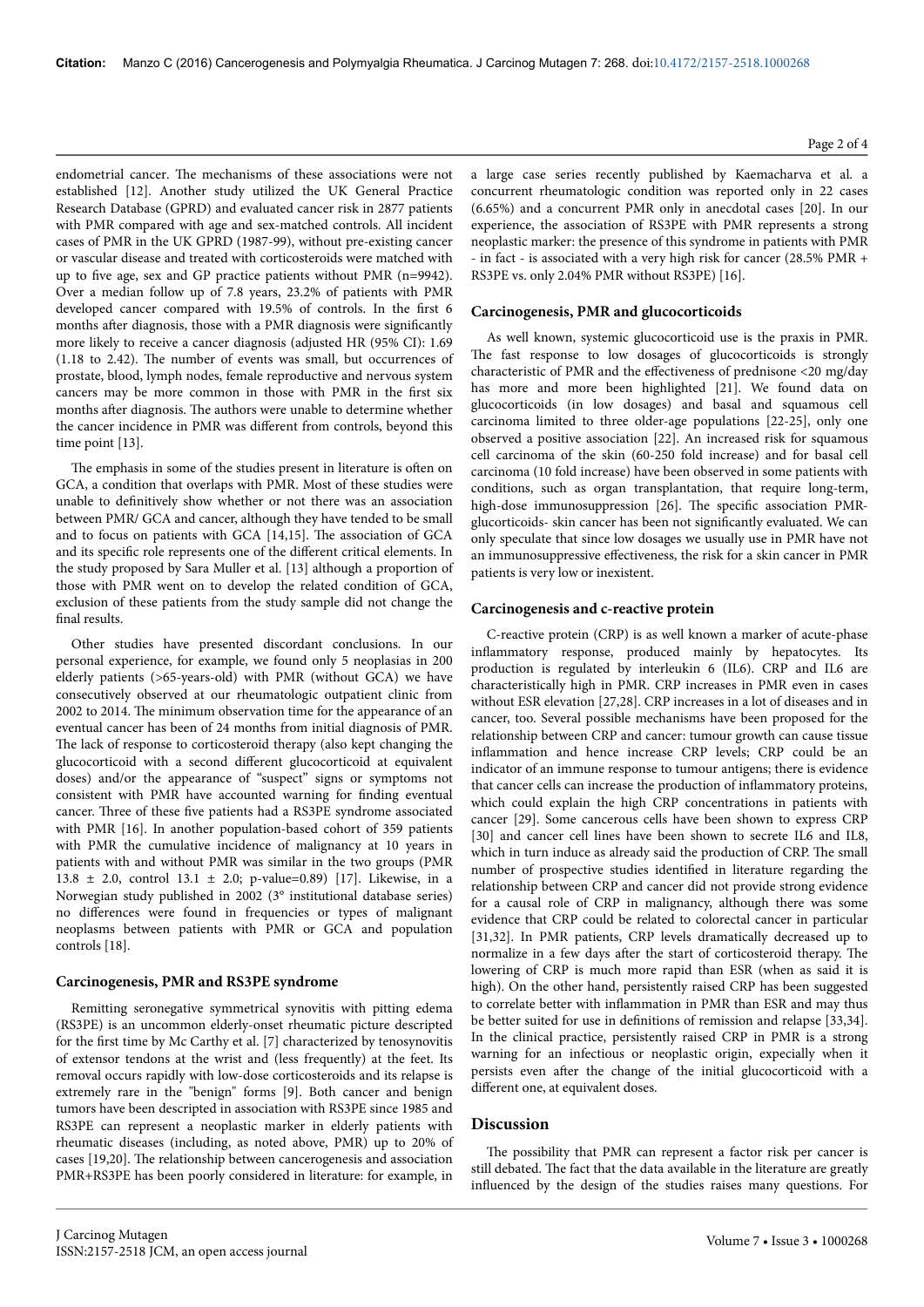endometrial cancer. The mechanisms of these associations were not established [12]. Another study utilized the UK General Practice Research Database (GPRD) and evaluated cancer risk in 2877 patients with PMR compared with age and sex-matched controls. All incident cases of PMR in the UK GPRD (1987-99), without pre-existing cancer or vascular disease and treated with corticosteroids were matched with up to five age, sex and GP practice patients without PMR (n=9942). Over a median follow up of 7.8 years, 23.2% of patients with PMR developed cancer compared with 19.5% of controls. In the first 6 months after diagnosis, those with a PMR diagnosis were significantly more likely to receive a cancer diagnosis (adjusted HR (95% CI): 1.69 (1.18 to 2.42). The number of events was small, but occurrences of prostate, blood, lymph nodes, female reproductive and nervous system cancers may be more common in those with PMR in the first six months after diagnosis. The authors were unable to determine whether the cancer incidence in PMR was different from controls, beyond this time point [13].

The emphasis in some of the studies present in literature is often on GCA, a condition that overlaps with PMR. Most of these studies were unable to definitively show whether or not there was an association between PMR/ GCA and cancer, although they have tended to be small and to focus on patients with GCA [14,15]. The association of GCA and its specific role represents one of the different critical elements. In the study proposed by Sara Muller et al. [13] although a proportion of those with PMR went on to develop the related condition of GCA, exclusion of these patients from the study sample did not change the final results.

Other studies have presented discordant conclusions. In our personal experience, for example, we found only 5 neoplasias in 200 elderly patients (>65-years-old) with PMR (without GCA) we have consecutively observed at our rheumatologic outpatient clinic from 2002 to 2014. The minimum observation time for the appearance of an eventual cancer has been of 24 months from initial diagnosis of PMR. The lack of response to corticosteroid therapy (also kept changing the glucocorticoid with a second different glucocorticoid at equivalent doses) and/or the appearance of "suspect" signs or symptoms not consistent with PMR have accounted warning for finding eventual cancer. Three of these five patients had a RS3PE syndrome associated with PMR [16]. In another population-based cohort of 359 patients with PMR the cumulative incidence of malignancy at 10 years in patients with and without PMR was similar in the two groups (PMR 13.8 ± 2.0, control 13.1 ± 2.0; p-value=0.89) [17]. Likewise, in a Norwegian study published in 2002 (3° institutional database series) no differences were found in frequencies or types of malignant neoplasms between patients with PMR or GCA and population controls [18].

### Carcinogenesis, PMR and RS3PE syndrome

Remitting seronegative symmetrical synovitis with pitting edema (RS3PE) is an uncommon elderly-onset rheumatic picture descripted for the first time by Mc Carthy et al. [7] characterized by tenosynovitis of extensor tendons at the wrist and (less frequently) at the feet. Its removal occurs rapidly with low-dose corticosteroids and its relapse is extremely rare in the "benign" forms [9]. Both cancer and benign tumors have been descripted in association with RS3PE since 1985 and RS3PE can represent a neoplastic marker in elderly patients with rheumatic diseases (including, as noted above, PMR) up to 20% of cases [19,20]. The relationship between cancerogenesis and association PMR+RS3PE has been poorly considered in literature: for example, in a large case series recently published by Kaemacharva et al. a concurrent rheumatologic condition was reported only in 22 cases (6.65%) and a concurrent PMR only in anecdotal cases [20]. In our experience, the association of RS3PE with PMR represents a strong neoplastic marker: the presence of this syndrome in patients with PMR - in fact - is associated with a very high risk for cancer (28.5% PMR + RS3PE vs. only 2.04% PMR without RS3PE) [16].

### Carcinogenesis, PMR and glucocorticoids

As well known, systemic glucocorticoid use is the praxis in PMR. The fast response to low dosages of glucocorticoids is strongly characteristic of PMR and the effectiveness of prednisone <20 mg/day has more and more been highlighted [21]. We found data on glucocorticoids (in low dosages) and basal and squamous cell carcinoma limited to three older-age populations [22-25], only one observed a positive association [22]. An increased risk for squamous cell carcinoma of the skin (60-250 fold increase) and for basal cell carcinoma (10 fold increase) have been observed in some patients with conditions, such as organ transplantation, that require long-term, high-dose immunosuppression [26]. The specific association PMR-glucorticoids- skin cancer has been not significantly evaluated. We can only speculate that since low dosages we usually use in PMR have not an immunosuppressive effectiveness, the risk for a skin cancer in PMR patients is very low or inexistent.

### Carcinogenesis and c-reactive protein

C-reactive protein (CRP) is as well known a marker of acute-phase inflammatory response, produced mainly by hepatocytes. Its production is regulated by interleukin 6 (IL6). CRP and IL6 are characteristically high in PMR. CRP increases in PMR even in cases without ESR elevation [27,28]. CRP increases in a lot of diseases and in cancer, too. Several possible mechanisms have been proposed for the relationship between CRP and cancer: tumour growth can cause tissue inflammation and hence increase CRP levels; CRP could be an indicator of an immune response to tumour antigens; there is evidence that cancer cells can increase the production of inflammatory proteins, which could explain the high CRP concentrations in patients with cancer [29]. Some cancerous cells have been shown to express CRP [30] and cancer cell lines have been shown to secrete IL6 and IL8, which in turn induce as already said the production of CRP. The small number of prospective studies identified in literature regarding the relationship between CRP and cancer did not provide strong evidence for a causal role of CRP in malignancy, although there was some evidence that CRP could be related to colorectal cancer in particular [31,32]. In PMR patients, CRP levels dramatically decreased up to normalize in a few days after the start of corticosteroid therapy. The lowering of CRP is much more rapid than ESR (when as said it is high). On the other hand, persistently raised CRP has been suggested to correlate better with inflammation in PMR than ESR and may thus be better suited for use in definitions of remission and relapse [33,34]. In the clinical practice, persistently raised CRP in PMR is a strong warning for an infectious or neoplastic origin, expecially when it persists even after the change of the initial glucocorticoid with a different one, at equivalent doses.

## Discussion

The possibility that PMR can represent a factor risk per cancer is still debated. The fact that the data available in the literature are greatly influenced by the design of the studies raises many questions. For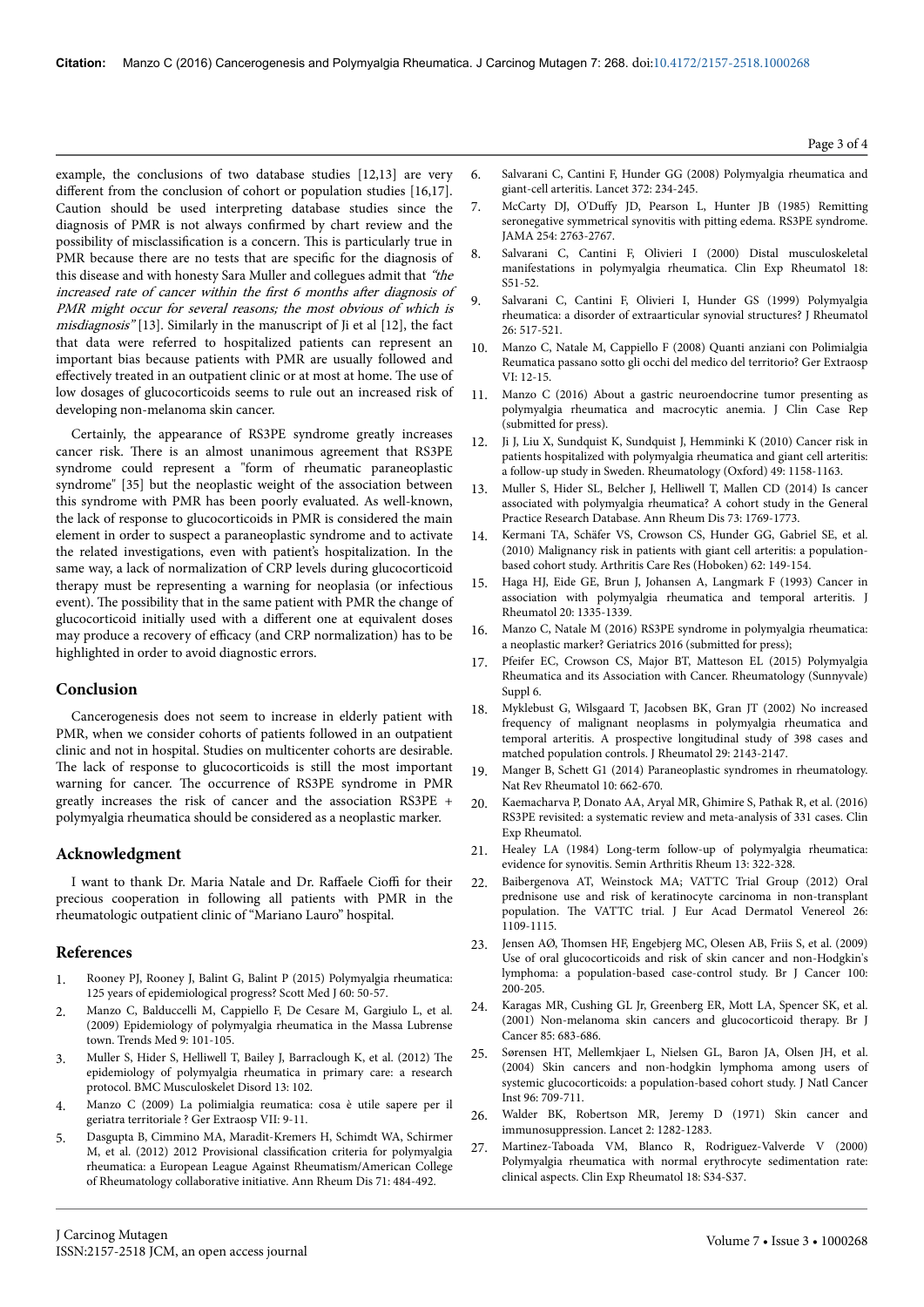example, the conclusions of two database studies [12,13] are very different from the conclusion of cohort or population studies [16,17]. Caution should be used interpreting database studies since the diagnosis of PMR is not always confirmed by chart review and the possibility of misclassification is a concern. This is particularly true in PMR because there are no tests that are specific for the diagnosis of this disease and with honesty Sara Muller and collegues admit that *"the increased rate of cancer within the first 6 months after diagnosis of PMR might occur for several reasons; the most obvious of which is misdiagnosis"* [13]. Similarly in the manuscript of Ji et al [12], the fact that data were referred to hospitalized patients can represent an important bias because patients with PMR are usually followed and effectively treated in an outpatient clinic or at most at home. The use of low dosages of glucocorticoids seems to rule out an increased risk of developing non-melanoma skin cancer.

Certainly, the appearance of RS3PE syndrome greatly increases cancer risk. There is an almost unanimous agreement that RS3PE syndrome could represent a "form of rheumatic paraneoplastic syndrome" [35] but the neoplastic weight of the association between this syndrome with PMR has been poorly evaluated. As well-known, the lack of response to glucocorticoids in PMR is considered the main element in order to suspect a paraneoplastic syndrome and to activate the related investigations, even with patient's hospitalization. In the same way, a lack of normalization of CRP levels during glucocorticoid therapy must be representing a warning for neoplasia (or infectious event). The possibility that in the same patient with PMR the change of glucocorticoid initially used with a different one at equivalent doses may produce a recovery of efficacy (and CRP normalization) has to be highlighted in order to avoid diagnostic errors.

## Conclusion

Cancerogenesis does not seem to increase in elderly patient with PMR, when we consider cohorts of patients followed in an outpatient clinic and not in hospital. Studies on multicenter cohorts are desirable. The lack of response to glucocorticoids is still the most important warning for cancer. The occurrence of RS3PE syndrome in PMR greatly increases the risk of cancer and the association RS3PE + polymyalgia rheumatica should be considered as a neoplastic marker.

## Acknowledgment

I want to thank Dr. Maria Natale and Dr. Raffaele Cioffi for their precious cooperation in following all patients with PMR in the rheumatologic outpatient clinic of "Mariano Lauro" hospital.

## References

1. Rooney PJ, Rooney J, Balint G, Balint P (2015) Polymyalgia rheumatica: 125 years of epidemiological progress? Scott Med J 60: 50-57.
2. Manzo C, Balducelli M, Cappiello F, De Cesare M, Gargiulo L, et al. (2009) Epidemiology of polymyalgia rheumatica in the Massa Lubrense town. Trends Med 9: 101-105.
3. Muller S, Hider S, Helliwell T, Bailey J, Barraclough K, et al. (2012) The epidemiology of polymyalgia rheumatica in primary care: a research protocol. BMC Musculoskelet Disord 13: 102.
4. Manzo C (2009) La polimialgia reumatica: cosa è utile sapere per il geriatra territoriale ? Ger Extraosp VII: 9-11.
5. Dasgupta B, Cimmino MA, Maradit-Kremers H, Schimdt WA, Schirmer M, et al. (2012) 2012 Provisional classification criteria for polymyalgia rheumatica: a European League Against Rheumatism/American College of Rheumatology collaborative initiative. Ann Rheum Dis 71: 484-492.
6. Salvarani C, Cantini F, Hunder GG (2008) Polymyalgia rheumatica and giant-cell arteritis. Lancet 372: 234-245.
7. McCarty DJ, O'Duffy JD, Pearson L, Hunter JB (1985) Remitting seronegative symmetrical synovitis with pitting edema. RS3PE syndrome. JAMA 254: 2763-2767.
8. Salvarani C, Cantini F, Olivieri I (2000) Distal musculoskeletal manifestations in polymyalgia rheumatica. Clin Exp Rheumatol 18: S51-52.
9. Salvarani C, Cantini F, Olivieri I, Hunder GS (1999) Polymyalgia rheumatica: a disorder of extraarticular synovial structures? J Rheumatol 26: 517-521.
10. Manzo C, Natale M, Cappiello F (2008) Quanti anziani con Polimialgia Reumatica passano sotto gli occhi del medico del territorio? Ger Extraosp VI: 12-15.
11. Manzo C (2016) About a gastric neuroendocrine tumor presenting as polymyalgia rheumatica and macrocytic anemia. J Clin Case Rep (submitted for press).
12. Ji J, Liu X, Sundquist K, Sundquist J, Hemminki K (2010) Cancer risk in patients hospitalized with polymyalgia rheumatica and giant cell arteritis: a follow-up study in Sweden. Rheumatology (Oxford) 49: 1158-1163.
13. Muller S, Hider SL, Belcher J, Helliwell T, Mallen CD (2014) Is cancer associated with polymyalgia rheumatica? A cohort study in the General Practice Research Database. Ann Rheum Dis 73: 1769-1773.
14. Kermani TA, Schäfer VS, Crowson CS, Hunder GG, Gabriel SE, et al. (2010) Malignancy risk in patients with giant cell arteritis: a population-based cohort study. Arthritis Care Res (Hoboken) 62: 149-154.
15. Haga HJ, Eide GE, Brun J, Johansen A, Langmark F (1993) Cancer in association with polymyalgia rheumatica and temporal arteritis. J Rheumatol 20: 1335-1339.
16. Manzo C, Natale M (2016) RS3PE syndrome in polymyalgia rheumatica: a neoplastic marker? Geriatrics 2016 (submitted for press);
17. Pfeifer EC, Crowson CS, Major BT, Matteson EL (2015) Polymyalgia Rheumatica and its Association with Cancer. Rheumatology (Sunnyvale) Suppl 6.
18. Myklebust G, Wilsgaard T, Jacobsen BK, Gran JT (2002) No increased frequency of malignant neoplasms in polymyalgia rheumatica and temporal arteritis. A prospective longitudinal study of 398 cases and matched population controls. J Rheumatol 29: 2143-2147.
19. Manger B, Schett G1 (2014) Paraneoplastic syndromes in rheumatology. Nat Rev Rheumatol 10: 662-670.
20. Kaemacharva P, Donato AA, Aryal MR, Ghimire S, Pathak R, et al. (2016) RS3PE revisited: a systematic review and meta-analysis of 331 cases. Clin Exp Rheumatol.
21. Healey LA (1984) Long-term follow-up of polymyalgia rheumatica: evidence for synovitis. Semin Arthritis Rheum 13: 322-328.
22. Baibergenova AT, Weinstock MA; VATTC Trial Group (2012) Oral prednisone use and risk of keratinocyte carcinoma in non-transplant population. The VATTC trial. J Eur Acad Dermatol Venereol 26: 1109-1115.
23. Jensen AØ, Thomsen HF, Engebjerg MC, Olesen AB, Friis S, et al. (2009) Use of oral glucocorticoids and risk of skin cancer and non-Hodgkin's lymphoma: a population-based case-control study. Br J Cancer 100: 200-205.
24. Karagas MR, Cushing GL Jr, Greenberg ER, Mott LA, Spencer SK, et al. (2001) Non-melanoma skin cancers and glucocorticoid therapy. Br J Cancer 85: 683-686.
25. Sørensen HT, Mellemkjaer L, Nielsen GL, Baron JA, Olsen JH, et al. (2004) Skin cancers and non-hodgkin lymphoma among users of systemic glucocorticoids: a population-based cohort study. J Natl Cancer Inst 96: 709-711.
26. Walder BK, Robertson MR, Jeremy D (1971) Skin cancer and immunosuppression. Lancet 2: 1282-1283.
27. Martinez-Taboada VM, Blanco R, Rodriguez-Valverde V (2000) Polymyalgia rheumatica with normal erythrocyte sedimentation rate: clinical aspects. Clin Exp Rheumatol 18: S34-S37.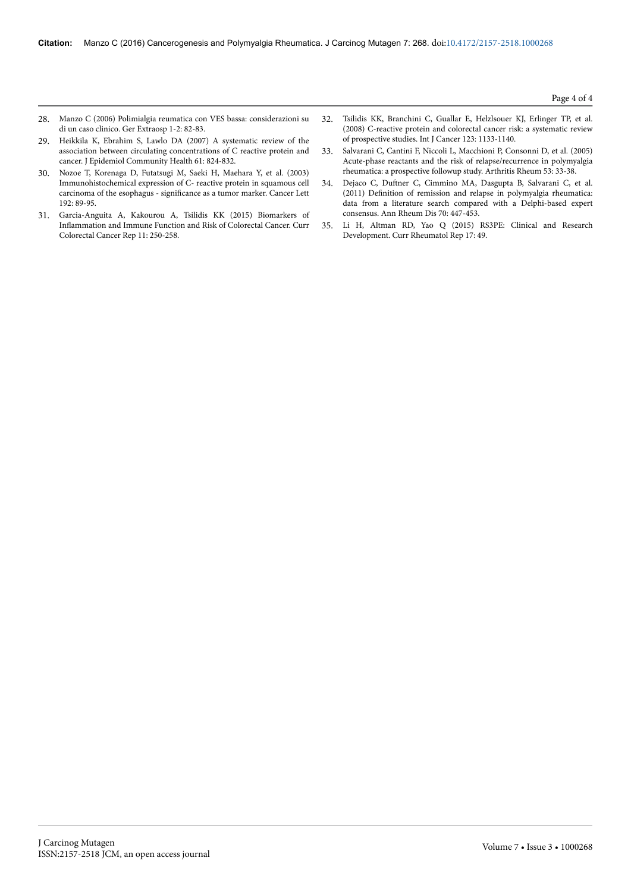28. Manzo C (2006) Polimialgia reumatica con VES bassa: considerazioni su di un caso clinico. Ger Extraosp 1-2: 82-83.
29. Heikkila K, Ebrahim S, Lawlo DA (2007) A systematic review of the association between circulating concentrations of C reactive protein and cancer. J Epidemiol Community Health 61: 824-832.
30. Nozoe T, Korenaga D, Futatsugi M, Saeki H, Maehara Y, et al. (2003) Immunohistochemical expression of C- reactive protein in squamous cell carcinoma of the esophagus - significance as a tumor marker. Cancer Lett 192: 89-95.
31. Garcia-Anguita A, Kakourou A, Tsilidis KK (2015) Biomarkers of Inflammation and Immune Function and Risk of Colorectal Cancer. Curr Colorectal Cancer Rep 11: 250-258.
32. Tsilidis KK, Branchini C, Guallar E, Helzlsouer KJ, Erlinger TP, et al. (2008) C-reactive protein and colorectal cancer risk: a systematic review of prospective studies. Int J Cancer 123: 1133-1140.
33. Salvarani C, Cantini F, Niccoli L, Macchioni P, Consonni D, et al. (2005) Acute-phase reactants and the risk of relapse/recurrence in polymyalgia rheumatica: a prospective followup study. Arthritis Rheum 53: 33-38.
34. Dejaco C, Duftner C, Cimmino MA, Dasgupta B, Salvarani C, et al. (2011) Definition of remission and relapse in polymyalgia rheumatica: data from a literature search compared with a Delphi-based expert consensus. Ann Rheum Dis 70: 447-453.
35. Li H, Altman RD, Yao Q (2015) RS3PE: Clinical and Research Development. Curr Rheumatol Rep 17: 49.